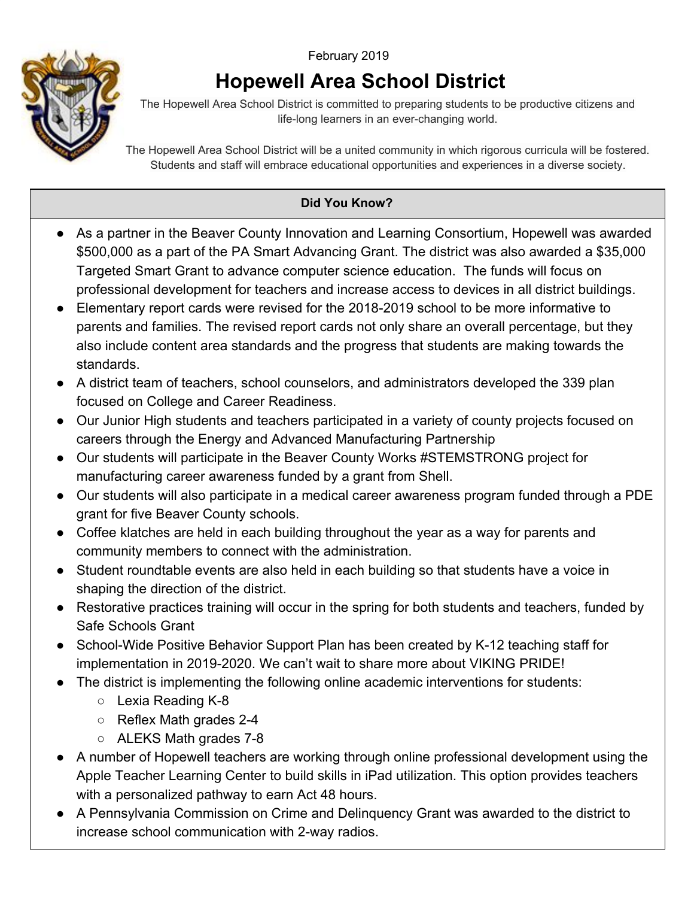February 2019

# Hopewell Area School District

The Hopewell Area School District is committed to preparing students to be productive citizens and life-long learners in an ever-changing world.

The Hopewell Area School District will be a united community in which rigorous curricula will be fostered. Students and staff will embrace educational opportunities and experiences in a diverse society.

## Did You Know?

- As a partner in the Beaver County Innovation and Learning Consortium, Hopewell was awarded $500,000 as a part of the PA Smart Advancing Grant. The district was also awarded a $35,000 Targeted Smart Grant to advance computer science education. The funds will focus on professional development for teachers and increase access to devices in all district buildings.
- Elementary report cards were revised for the 2018-2019 school to be more informative to parents and families. The revised report cards not only share an overall percentage, but they also include content area standards and the progress that students are making towards the standards.
- A district team of teachers, school counselors, and administrators developed the 339 plan focused on College and Career Readiness.
- Our Junior High students and teachers participated in a variety of county projects focused on careers through the Energy and Advanced Manufacturing Partnership
- Our students will participate in the Beaver County Works #STEMSTRONG project for manufacturing career awareness funded by a grant from Shell.
- Our students will also participate in a medical career awareness program funded through a PDE grant for five Beaver County schools.
- Coffee klatches are held in each building throughout the year as a way for parents and community members to connect with the administration.
- Student roundtable events are also held in each building so that students have a voice in shaping the direction of the district.
- Restorative practices training will occur in the spring for both students and teachers, funded by Safe Schools Grant
- School-Wide Positive Behavior Support Plan has been created by K-12 teaching staff for implementation in 2019-2020. We can't wait to share more about VIKING PRIDE!
- The district is implementing the following online academic interventions for students:
  - Lexia Reading K-8
  - Reflex Math grades 2-4
  - ALEKS Math grades 7-8
- A number of Hopewell teachers are working through online professional development using the Apple Teacher Learning Center to build skills in iPad utilization. This option provides teachers with a personalized pathway to earn Act 48 hours.
- A Pennsylvania Commission on Crime and Delinquency Grant was awarded to the district to increase school communication with 2-way radios.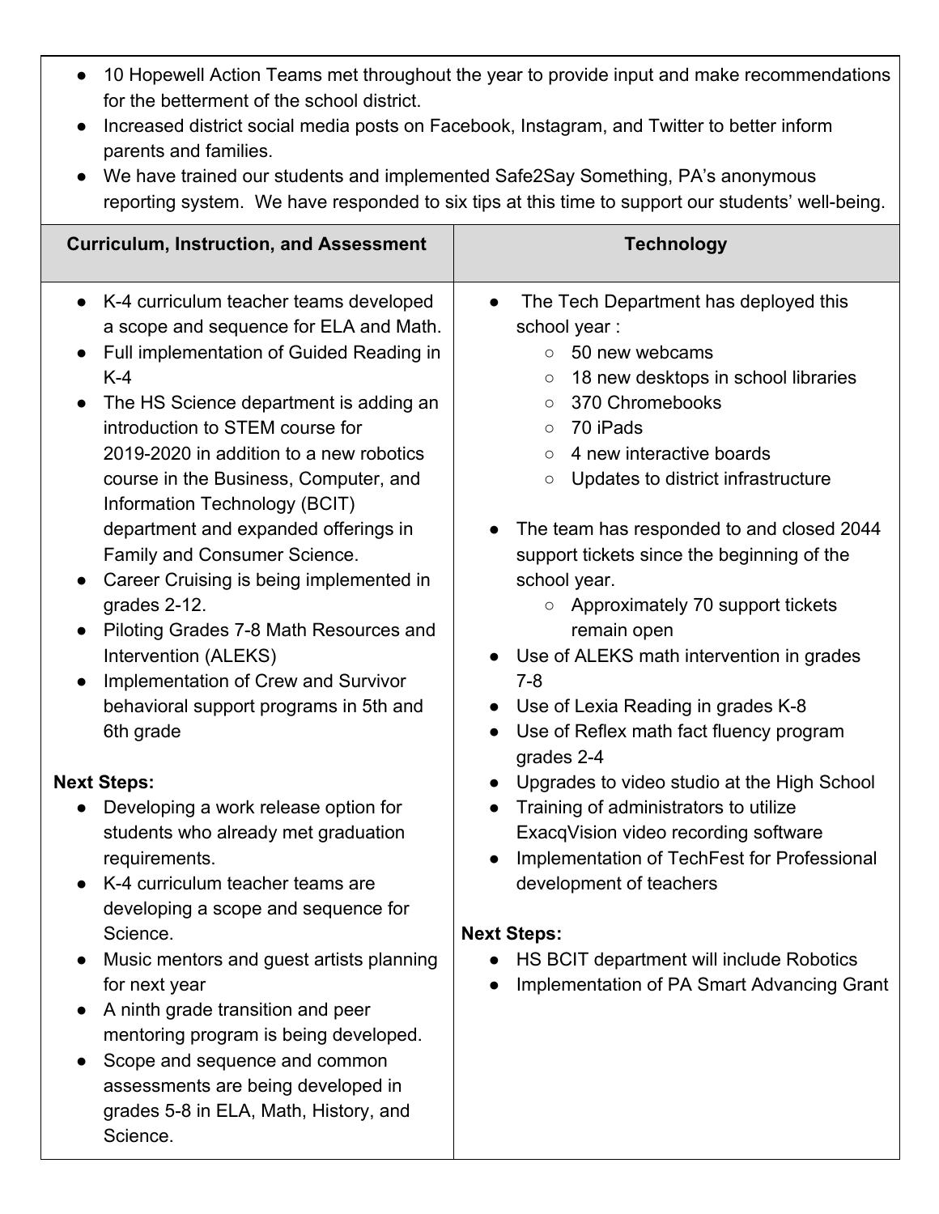- 10 Hopewell Action Teams met throughout the year to provide input and make recommendations for the betterment of the school district.
- Increased district social media posts on Facebook, Instagram, and Twitter to better inform parents and families.
- We have trained our students and implemented Safe2Say Something, PA's anonymous reporting system. We have responded to six tips at this time to support our students' well-being.

## Curriculum, Instruction, and Assessment

- K-4 curriculum teacher teams developed a scope and sequence for ELA and Math.
- Full implementation of Guided Reading in K-4
- The HS Science department is adding an introduction to STEM course for 2019-2020 in addition to a new robotics course in the Business, Computer, and Information Technology (BCIT) department and expanded offerings in Family and Consumer Science.
- Career Cruising is being implemented in grades 2-12.
- Piloting Grades 7-8 Math Resources and Intervention (ALEKS)
- Implementation of Crew and Survivor behavioral support programs in 5th and 6th grade

**Next Steps:**

- Developing a work release option for students who already met graduation requirements.
- K-4 curriculum teacher teams are developing a scope and sequence for Science.
- Music mentors and guest artists planning for next year
- A ninth grade transition and peer mentoring program is being developed.
- Scope and sequence and common assessments are being developed in grades 5-8 in ELA, Math, History, and Science.

## Technology

- The Tech Department has deployed this school year :
  - 50 new webcams
  - 18 new desktops in school libraries
  - 370 Chromebooks
  - 70 iPads
  - 4 new interactive boards
  - Updates to district infrastructure
- The team has responded to and closed 2044 support tickets since the beginning of the school year.
  - Approximately 70 support tickets remain open
- Use of ALEKS math intervention in grades 7-8
- Use of Lexia Reading in grades K-8
- Use of Reflex math fact fluency program grades 2-4
- Upgrades to video studio at the High School
- Training of administrators to utilize ExacqVision video recording software
- Implementation of TechFest for Professional development of teachers

**Next Steps:**

- HS BCIT department will include Robotics
- Implementation of PA Smart Advancing Grant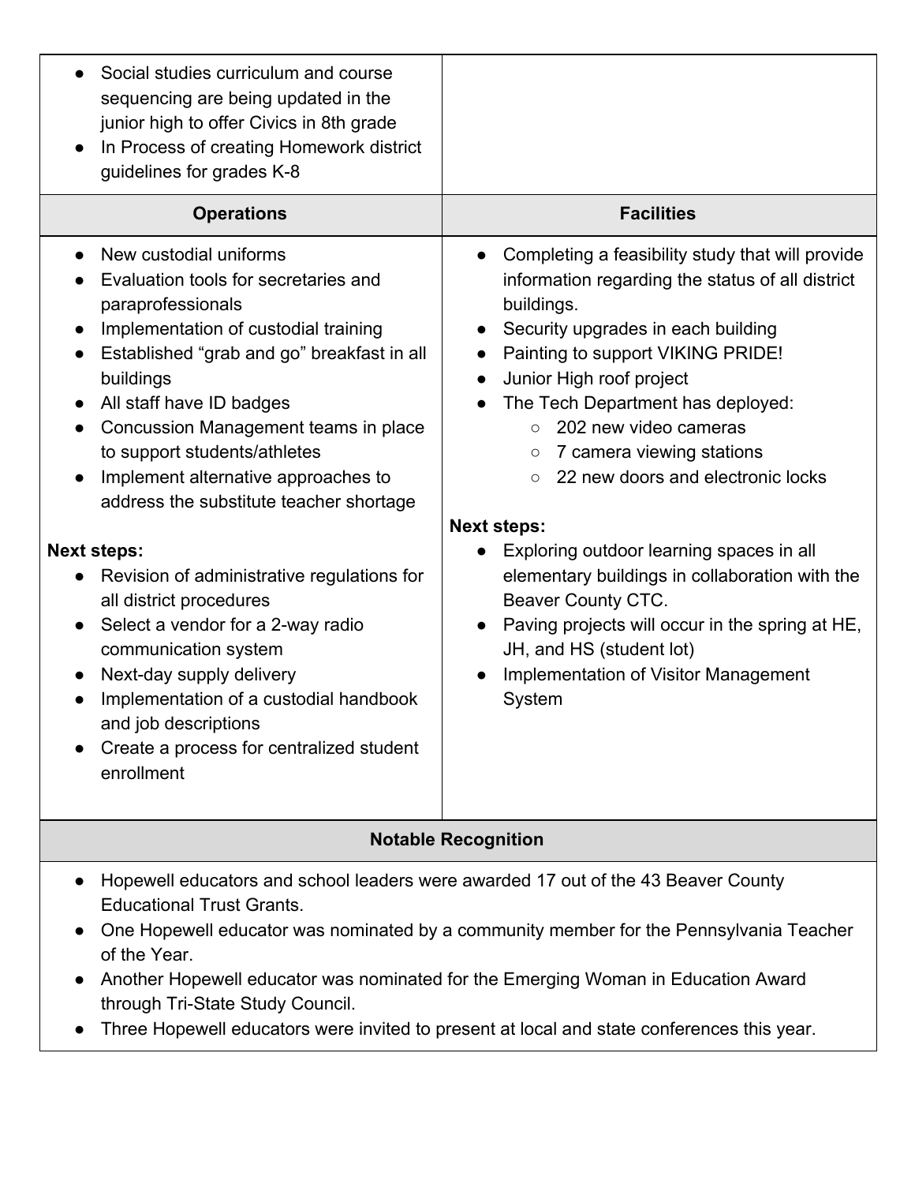| | |
|---|---|
| <ul><li>Social studies curriculum and course sequencing are being updated in the junior high to offer Civics in 8th grade</li><li>In Process of creating Homework district guidelines for grades K-8</li></ul> | |
| **Operations** | **Facilities** |
| <ul><li>New custodial uniforms</li><li>Evaluation tools for secretaries and paraprofessionals</li><li>Implementation of custodial training</li><li>Established "grab and go" breakfast in all buildings</li><li>All staff have ID badges</li><li>Concussion Management teams in place to support students/athletes</li><li>Implement alternative approaches to address the substitute teacher shortage</li></ul>**Next steps:**<ul><li>Revision of administrative regulations for all district procedures</li><li>Select a vendor for a 2-way radio communication system</li><li>Next-day supply delivery</li><li>Implementation of a custodial handbook and job descriptions</li><li>Create a process for centralized student enrollment</li></ul> | <ul><li>Completing a feasibility study that will provide information regarding the status of all district buildings.</li><li>Security upgrades in each building</li><li>Painting to support VIKING PRIDE!</li><li>Junior High roof project</li><li>The Tech Department has deployed:<ul><li>202 new video cameras</li><li>7 camera viewing stations</li><li>22 new doors and electronic locks</li></ul></li></ul>**Next steps:**<ul><li>Exploring outdoor learning spaces in all elementary buildings in collaboration with the Beaver County CTC.</li><li>Paving projects will occur in the spring at HE, JH, and HS (student lot)</li><li>Implementation of Visitor Management System</li></ul> |

## Notable Recognition

- Hopewell educators and school leaders were awarded 17 out of the 43 Beaver County Educational Trust Grants.
- One Hopewell educator was nominated by a community member for the Pennsylvania Teacher of the Year.
- Another Hopewell educator was nominated for the Emerging Woman in Education Award through Tri-State Study Council.
- Three Hopewell educators were invited to present at local and state conferences this year.